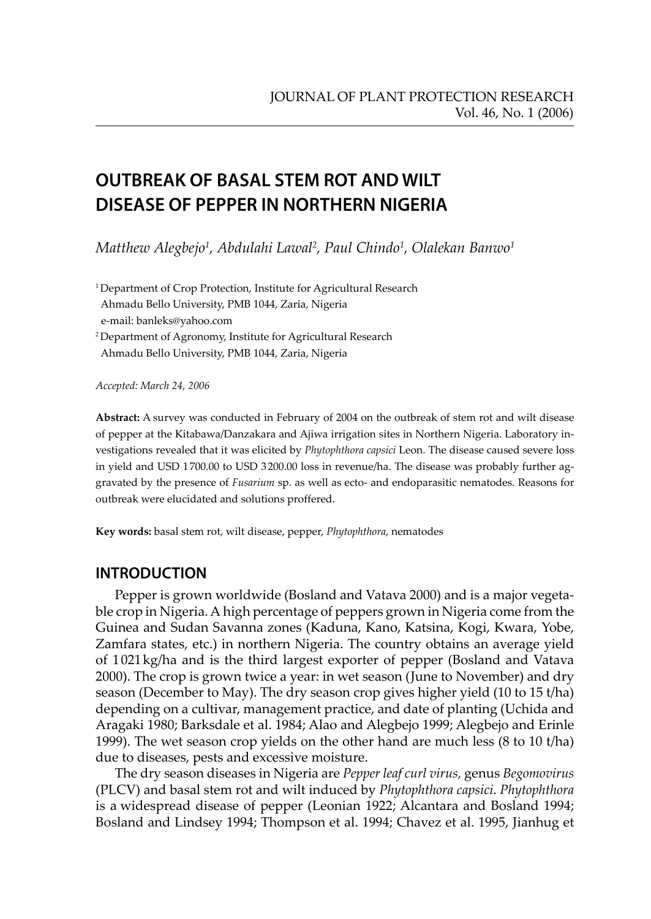# OUTBREAK OF BASAL STEM ROT AND WILT DISEASE OF PEPPER IN NORTHERN NIGERIA

*Matthew Alegbejo[1], Abdulahi Lawal[2], Paul Chindo[1], Olalekan Banwo[1]*

[1] Department of Crop Protection, Institute for Agricultural Research
Ahmadu Bello University, PMB 1044, Zaria, Nigeria
e-mail: banleks@yahoo.com

[2] Department of Agronomy, Institute for Agricultural Research
Ahmadu Bello University, PMB 1044, Zaria, Nigeria

*Accepted: March 24, 2006*

**Abstract:** A survey was conducted in February of 2004 on the outbreak of stem rot and wilt disease of pepper at the Kitabawa/Danzakara and Ajiwa irrigation sites in Northern Nigeria. Laboratory investigations revealed that it was elicited by *Phytophthora capsici* Leon. The disease caused severe loss in yield and USD 1700.00 to USD 3200.00 loss in revenue/ha. The disease was probably further aggravated by the presence of *Fusarium* sp. as well as ecto- and endoparasitic nematodes. Reasons for outbreak were elucidated and solutions proffered.

**Key words:** basal stem rot, wilt disease, pepper, *Phytophthora*, nematodes

## INTRODUCTION

Pepper is grown worldwide (Bosland and Vatava 2000) and is a major vegetable crop in Nigeria. A high percentage of peppers grown in Nigeria come from the Guinea and Sudan Savanna zones (Kaduna, Kano, Katsina, Kogi, Kwara, Yobe, Zamfara states, etc.) in northern Nigeria. The country obtains an average yield of 1021 kg/ha and is the third largest exporter of pepper (Bosland and Vatava 2000). The crop is grown twice a year: in wet season (June to November) and dry season (December to May). The dry season crop gives higher yield (10 to 15 t/ha) depending on a cultivar, management practice, and date of planting (Uchida and Aragaki 1980; Barksdale et al. 1984; Alao and Alegbejo 1999; Alegbejo and Erinle 1999). The wet season crop yields on the other hand are much less (8 to 10 t/ha) due to diseases, pests and excessive moisture.

The dry season diseases in Nigeria are *Pepper leaf curl virus,* genus *Begomovirus* (PLCV) and basal stem rot and wilt induced by *Phytophthora capsici*. *Phytophthora* is a widespread disease of pepper (Leonian 1922; Alcantara and Bosland 1994; Bosland and Lindsey 1994; Thompson et al. 1994; Chavez et al. 1995, Jianhug et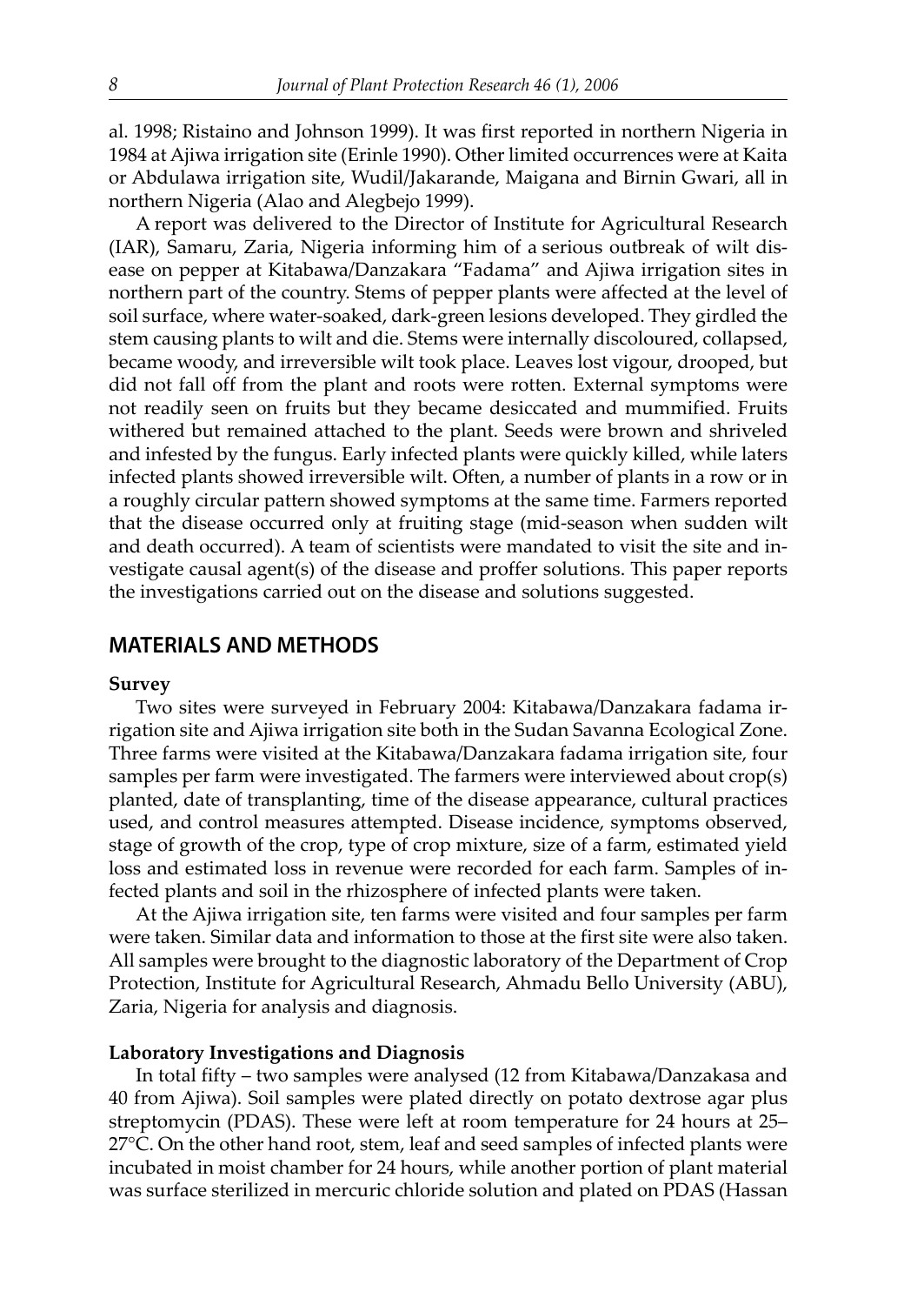al. 1998; Ristaino and Johnson 1999). It was first reported in northern Nigeria in 1984 at Ajiwa irrigation site (Erinle 1990). Other limited occurrences were at Kaita or Abdulawa irrigation site, Wudil/Jakarande, Maigana and Birnin Gwari, all in northern Nigeria (Alao and Alegbejo 1999).

A report was delivered to the Director of Institute for Agricultural Research (IAR), Samaru, Zaria, Nigeria informing him of a serious outbreak of wilt disease on pepper at Kitabawa/Danzakara "Fadama" and Ajiwa irrigation sites in northern part of the country. Stems of pepper plants were affected at the level of soil surface, where water-soaked, dark-green lesions developed. They girdled the stem causing plants to wilt and die. Stems were internally discoloured, collapsed, became woody, and irreversible wilt took place. Leaves lost vigour, drooped, but did not fall off from the plant and roots were rotten. External symptoms were not readily seen on fruits but they became desiccated and mummified. Fruits withered but remained attached to the plant. Seeds were brown and shriveled and infested by the fungus. Early infected plants were quickly killed, while laters infected plants showed irreversible wilt. Often, a number of plants in a row or in a roughly circular pattern showed symptoms at the same time. Farmers reported that the disease occurred only at fruiting stage (mid-season when sudden wilt and death occurred). A team of scientists were mandated to visit the site and investigate causal agent(s) of the disease and proffer solutions. This paper reports the investigations carried out on the disease and solutions suggested.

## MATERIALS AND METHODS

### Survey

Two sites were surveyed in February 2004: Kitabawa/Danzakara fadama irrigation site and Ajiwa irrigation site both in the Sudan Savanna Ecological Zone. Three farms were visited at the Kitabawa/Danzakara fadama irrigation site, four samples per farm were investigated. The farmers were interviewed about crop(s) planted, date of transplanting, time of the disease appearance, cultural practices used, and control measures attempted. Disease incidence, symptoms observed, stage of growth of the crop, type of crop mixture, size of a farm, estimated yield loss and estimated loss in revenue were recorded for each farm. Samples of infected plants and soil in the rhizosphere of infected plants were taken.

At the Ajiwa irrigation site, ten farms were visited and four samples per farm were taken. Similar data and information to those at the first site were also taken. All samples were brought to the diagnostic laboratory of the Department of Crop Protection, Institute for Agricultural Research, Ahmadu Bello University (ABU), Zaria, Nigeria for analysis and diagnosis.

### Laboratory Investigations and Diagnosis

In total fifty – two samples were analysed (12 from Kitabawa/Danzakasa and 40 from Ajiwa). Soil samples were plated directly on potato dextrose agar plus streptomycin (PDAS). These were left at room temperature for 24 hours at 25–27°C. On the other hand root, stem, leaf and seed samples of infected plants were incubated in moist chamber for 24 hours, while another portion of plant material was surface sterilized in mercuric chloride solution and plated on PDAS (Hassan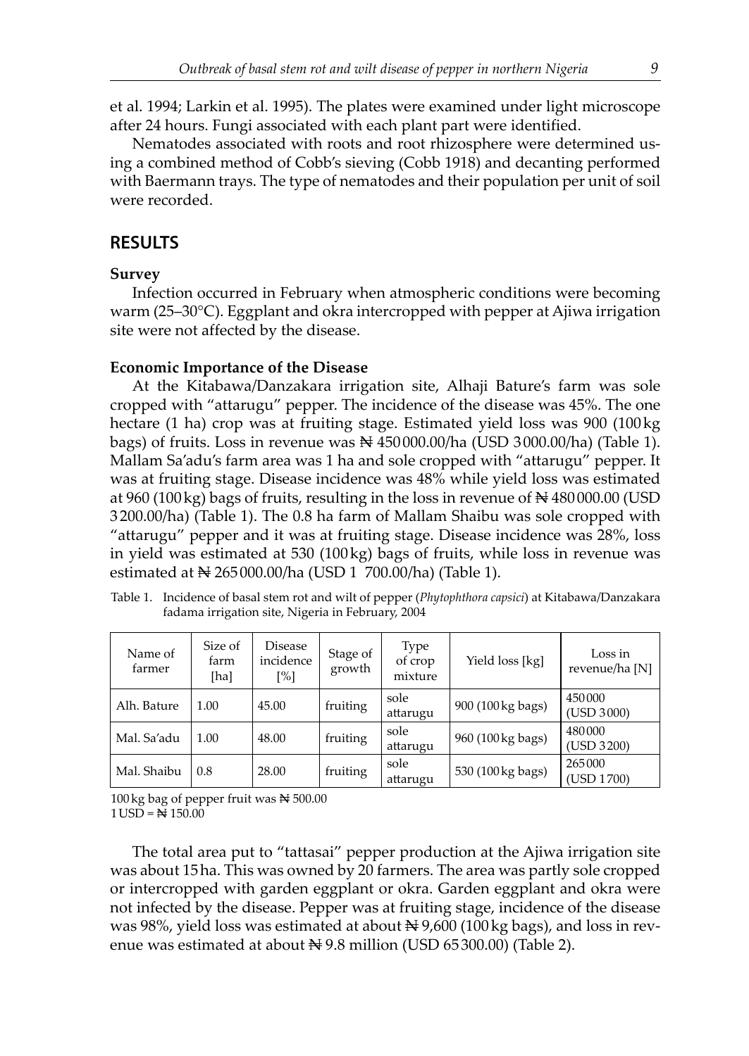et al. 1994; Larkin et al. 1995). The plates were examined under light microscope after 24 hours. Fungi associated with each plant part were identified.

Nematodes associated with roots and root rhizosphere were determined using a combined method of Cobb's sieving (Cobb 1918) and decanting performed with Baermann trays. The type of nematodes and their population per unit of soil were recorded.

## RESULTS

### Survey

Infection occurred in February when atmospheric conditions were becoming warm (25–30°C). Eggplant and okra intercropped with pepper at Ajiwa irrigation site were not affected by the disease.

### Economic Importance of the Disease

At the Kitabawa/Danzakara irrigation site, Alhaji Bature's farm was sole cropped with "attarugu" pepper. The incidence of the disease was 45%. The one hectare (1 ha) crop was at fruiting stage. Estimated yield loss was 900 (100 kg bags) of fruits. Loss in revenue was ₦ 450 000.00/ha (USD 3 000.00/ha) (Table 1). Mallam Sa'adu's farm area was 1 ha and sole cropped with "attarugu" pepper. It was at fruiting stage. Disease incidence was 48% while yield loss was estimated at 960 (100 kg) bags of fruits, resulting in the loss in revenue of ₦ 480 000.00 (USD 3 200.00/ha) (Table 1). The 0.8 ha farm of Mallam Shaibu was sole cropped with "attarugu" pepper and it was at fruiting stage. Disease incidence was 28%, loss in yield was estimated at 530 (100 kg) bags of fruits, while loss in revenue was estimated at ₦ 265 000.00/ha (USD 1 700.00/ha) (Table 1).

Table 1. Incidence of basal stem rot and wilt of pepper (*Phytophthora capsici*) at Kitabawa/Danzakara fadama irrigation site, Nigeria in February, 2004

| Name of farmer | Size of farm [ha] | Disease incidence [%] | Stage of growth | Type of crop mixture | Yield loss [kg] | Loss in revenue/ha [N] |
|---|---|---|---|---|---|---|
| Alh. Bature | 1.00 | 45.00 | fruiting | sole attarugu | 900 (100 kg bags) | 450 000 (USD 3 000) |
| Mal. Sa'adu | 1.00 | 48.00 | fruiting | sole attarugu | 960 (100 kg bags) | 480 000 (USD 3 200) |
| Mal. Shaibu | 0.8 | 28.00 | fruiting | sole attarugu | 530 (100 kg bags) | 265 000 (USD 1 700) |

100 kg bag of pepper fruit was ₦ 500.00
1 USD = ₦ 150.00

The total area put to "tattasai" pepper production at the Ajiwa irrigation site was about 15 ha. This was owned by 20 farmers. The area was partly sole cropped or intercropped with garden eggplant or okra. Garden eggplant and okra were not infected by the disease. Pepper was at fruiting stage, incidence of the disease was 98%, yield loss was estimated at about ₦ 9,600 (100 kg bags), and loss in revenue was estimated at about ₦ 9.8 million (USD 65 300.00) (Table 2).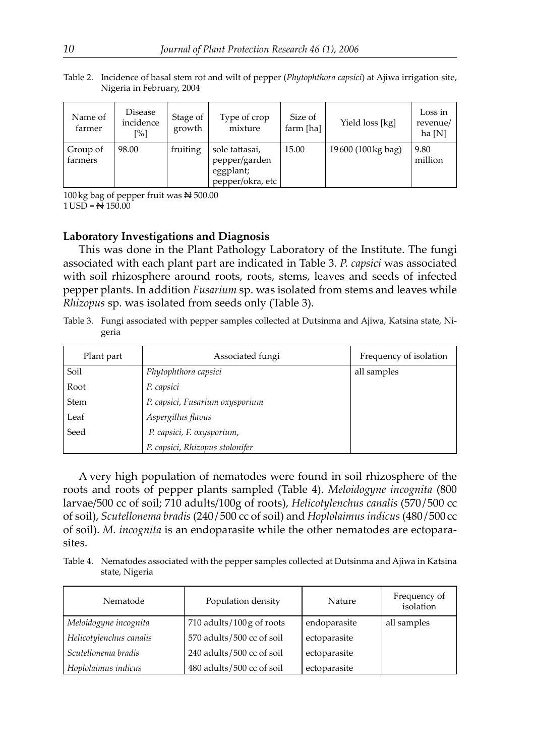Table 2. Incidence of basal stem rot and wilt of pepper (*Phytophthora capsici*) at Ajiwa irrigation site, Nigeria in February, 2004

| Name of farmer | Disease incidence [%] | Stage of growth | Type of crop mixture | Size of farm [ha] | Yield loss [kg] | Loss in revenue/ ha [N] |
|---|---|---|---|---|---|---|
| Group of farmers | 98.00 | fruiting | sole tattasai, pepper/garden eggplant; pepper/okra, etc | 15.00 | 19600 (100 kg bag) | 9.80 million |

100 kg bag of pepper fruit was ₦ 500.00
1 USD = ₦ 150.00

### Laboratory Investigations and Diagnosis

This was done in the Plant Pathology Laboratory of the Institute. The fungi associated with each plant part are indicated in Table 3. *P. capsici* was associated with soil rhizosphere around roots, roots, stems, leaves and seeds of infected pepper plants. In addition *Fusarium* sp. was isolated from stems and leaves while *Rhizopus* sp. was isolated from seeds only (Table 3).

Table 3. Fungi associated with pepper samples collected at Dutsinma and Ajiwa, Katsina state, Nigeria

| Plant part | Associated fungi | Frequency of isolation |
|---|---|---|
| Soil | *Phytophthora capsici* | all samples |
| Root | *P. capsici* | |
| Stem | *P. capsici, Fusarium oxysporium* | |
| Leaf | *Aspergillus flavus* | |
| Seed | *P. capsici, F. oxysporium,* | |
| | *P. capsici, Rhizopus stolonifer* | |

A very high population of nematodes were found in soil rhizosphere of the roots and roots of pepper plants sampled (Table 4). *Meloidogyne incognita* (800 larvae/500 cc of soil; 710 adults/100g of roots), *Helicotylenchus canalis* (570/500 cc of soil), *Scutellonema bradis* (240/500 cc of soil) and *Hoplolaimus indicus* (480/500 cc of soil). *M. incognita* is an endoparasite while the other nematodes are ectoparasites.

Table 4. Nematodes associated with the pepper samples collected at Dutsinma and Ajiwa in Katsina state, Nigeria

| Nematode | Population density | Nature | Frequency of isolation |
|---|---|---|---|
| *Meloidogyne incognita* | 710 adults/100 g of roots | endoparasite | all samples |
| *Helicotylenchus canalis* | 570 adults/500 cc of soil | ectoparasite | |
| *Scutellonema bradis* | 240 adults/500 cc of soil | ectoparasite | |
| *Hoplolaimus indicus* | 480 adults/500 cc of soil | ectoparasite | |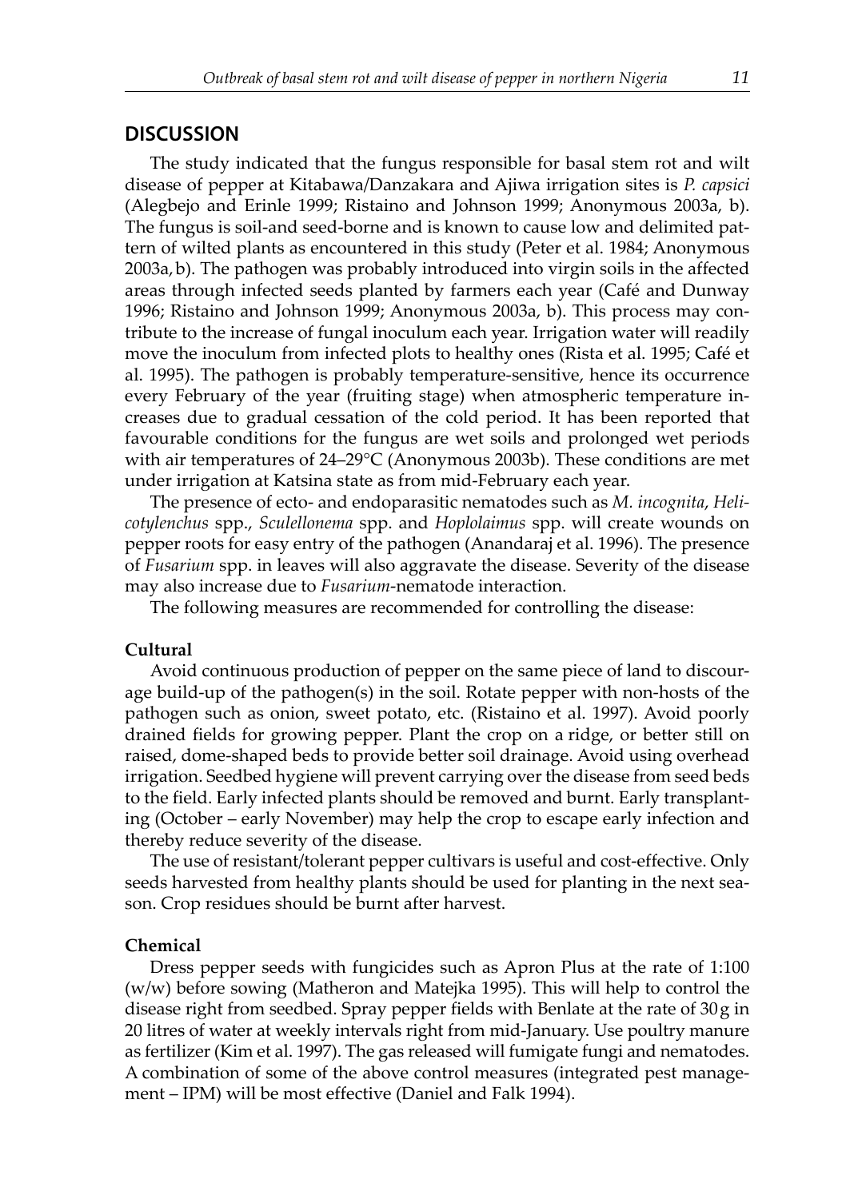## DISCUSSION

The study indicated that the fungus responsible for basal stem rot and wilt disease of pepper at Kitabawa/Danzakara and Ajiwa irrigation sites is *P. capsici* (Alegbejo and Erinle 1999; Ristaino and Johnson 1999; Anonymous 2003a, b). The fungus is soil-and seed-borne and is known to cause low and delimited pattern of wilted plants as encountered in this study (Peter et al. 1984; Anonymous 2003a, b). The pathogen was probably introduced into virgin soils in the affected areas through infected seeds planted by farmers each year (Café and Dunway 1996; Ristaino and Johnson 1999; Anonymous 2003a, b). This process may contribute to the increase of fungal inoculum each year. Irrigation water will readily move the inoculum from infected plots to healthy ones (Rista et al. 1995; Café et al. 1995). The pathogen is probably temperature-sensitive, hence its occurrence every February of the year (fruiting stage) when atmospheric temperature increases due to gradual cessation of the cold period. It has been reported that favourable conditions for the fungus are wet soils and prolonged wet periods with air temperatures of 24–29°C (Anonymous 2003b). These conditions are met under irrigation at Katsina state as from mid-February each year.

The presence of ecto- and endoparasitic nematodes such as *M. incognita*, *Helicotylenchus* spp., *Sculellonema* spp. and *Hoplolaimus* spp. will create wounds on pepper roots for easy entry of the pathogen (Anandaraj et al. 1996). The presence of *Fusarium* spp. in leaves will also aggravate the disease. Severity of the disease may also increase due to *Fusarium*-nematode interaction.

The following measures are recommended for controlling the disease:

**Cultural**

Avoid continuous production of pepper on the same piece of land to discourage build-up of the pathogen(s) in the soil. Rotate pepper with non-hosts of the pathogen such as onion, sweet potato, etc. (Ristaino et al. 1997). Avoid poorly drained fields for growing pepper. Plant the crop on a ridge, or better still on raised, dome-shaped beds to provide better soil drainage. Avoid using overhead irrigation. Seedbed hygiene will prevent carrying over the disease from seed beds to the field. Early infected plants should be removed and burnt. Early transplanting (October – early November) may help the crop to escape early infection and thereby reduce severity of the disease.

The use of resistant/tolerant pepper cultivars is useful and cost-effective. Only seeds harvested from healthy plants should be used for planting in the next season. Crop residues should be burnt after harvest.

**Chemical**

Dress pepper seeds with fungicides such as Apron Plus at the rate of 1:100 (w/w) before sowing (Matheron and Matejka 1995). This will help to control the disease right from seedbed. Spray pepper fields with Benlate at the rate of 30 g in 20 litres of water at weekly intervals right from mid-January. Use poultry manure as fertilizer (Kim et al. 1997). The gas released will fumigate fungi and nematodes. A combination of some of the above control measures (integrated pest management – IPM) will be most effective (Daniel and Falk 1994).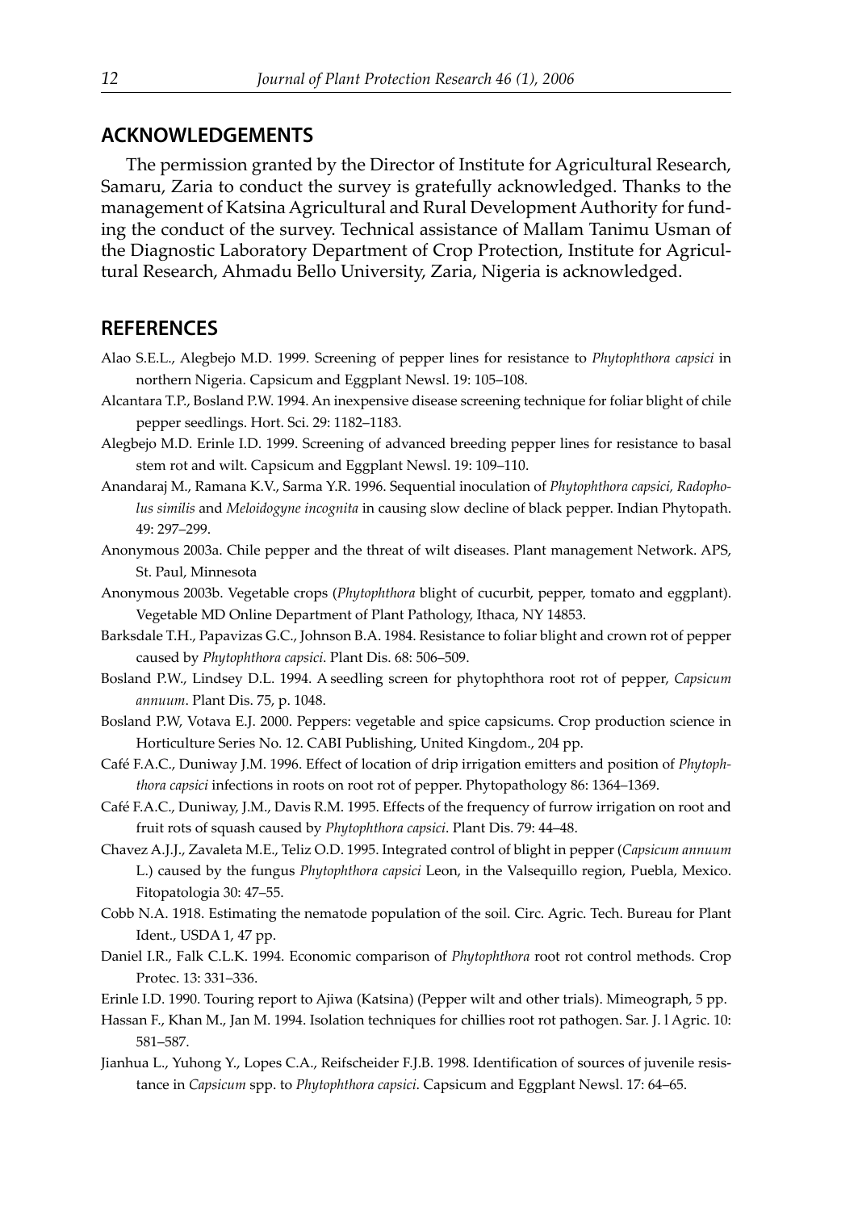## ACKNOWLEDGEMENTS

The permission granted by the Director of Institute for Agricultural Research, Samaru, Zaria to conduct the survey is gratefully acknowledged. Thanks to the management of Katsina Agricultural and Rural Development Authority for funding the conduct of the survey. Technical assistance of Mallam Tanimu Usman of the Diagnostic Laboratory Department of Crop Protection, Institute for Agricultural Research, Ahmadu Bello University, Zaria, Nigeria is acknowledged.

## REFERENCES

Alao S.E.L., Alegbejo M.D. 1999. Screening of pepper lines for resistance to *Phytophthora capsici* in northern Nigeria. Capsicum and Eggplant Newsl. 19: 105–108.

Alcantara T.P., Bosland P.W. 1994. An inexpensive disease screening technique for foliar blight of chile pepper seedlings. Hort. Sci. 29: 1182–1183.

Alegbejo M.D. Erinle I.D. 1999. Screening of advanced breeding pepper lines for resistance to basal stem rot and wilt. Capsicum and Eggplant Newsl. 19: 109–110.

Anandaraj M., Ramana K.V., Sarma Y.R. 1996. Sequential inoculation of *Phytophthora capsici, Radopholus similis* and *Meloidogyne incognita* in causing slow decline of black pepper. Indian Phytopath. 49: 297–299.

Anonymous 2003a. Chile pepper and the threat of wilt diseases. Plant management Network. APS, St. Paul, Minnesota

Anonymous 2003b. Vegetable crops (*Phytophthora* blight of cucurbit, pepper, tomato and eggplant). Vegetable MD Online Department of Plant Pathology, Ithaca, NY 14853.

Barksdale T.H., Papavizas G.C., Johnson B.A. 1984. Resistance to foliar blight and crown rot of pepper caused by *Phytophthora capsici*. Plant Dis. 68: 506–509.

Bosland P.W., Lindsey D.L. 1994. A seedling screen for phytophthora root rot of pepper, *Capsicum annuum*. Plant Dis. 75, p. 1048.

Bosland P.W, Votava E.J. 2000. Peppers: vegetable and spice capsicums. Crop production science in Horticulture Series No. 12. CABI Publishing, United Kingdom., 204 pp.

Café F.A.C., Duniway J.M. 1996. Effect of location of drip irrigation emitters and position of *Phytophthora capsici* infections in roots on root rot of pepper. Phytopathology 86: 1364–1369.

Café F.A.C., Duniway, J.M., Davis R.M. 1995. Effects of the frequency of furrow irrigation on root and fruit rots of squash caused by *Phytophthora capsici*. Plant Dis. 79: 44–48.

Chavez A.J.J., Zavaleta M.E., Teliz O.D. 1995. Integrated control of blight in pepper (*Capsicum annuum* L.) caused by the fungus *Phytophthora capsici* Leon, in the Valsequillo region, Puebla, Mexico. Fitopatologia 30: 47–55.

Cobb N.A. 1918. Estimating the nematode population of the soil. Circ. Agric. Tech. Bureau for Plant Ident., USDA 1, 47 pp.

Daniel I.R., Falk C.L.K. 1994. Economic comparison of *Phytophthora* root rot control methods. Crop Protec. 13: 331–336.

Erinle I.D. 1990. Touring report to Ajiwa (Katsina) (Pepper wilt and other trials). Mimeograph, 5 pp.

Hassan F., Khan M., Jan M. 1994. Isolation techniques for chillies root rot pathogen. Sar. J. l Agric. 10: 581–587.

Jianhua L., Yuhong Y., Lopes C.A., Reifscheider F.J.B. 1998. Identification of sources of juvenile resistance in *Capsicum* spp. to *Phytophthora capsici*. Capsicum and Eggplant Newsl. 17: 64–65.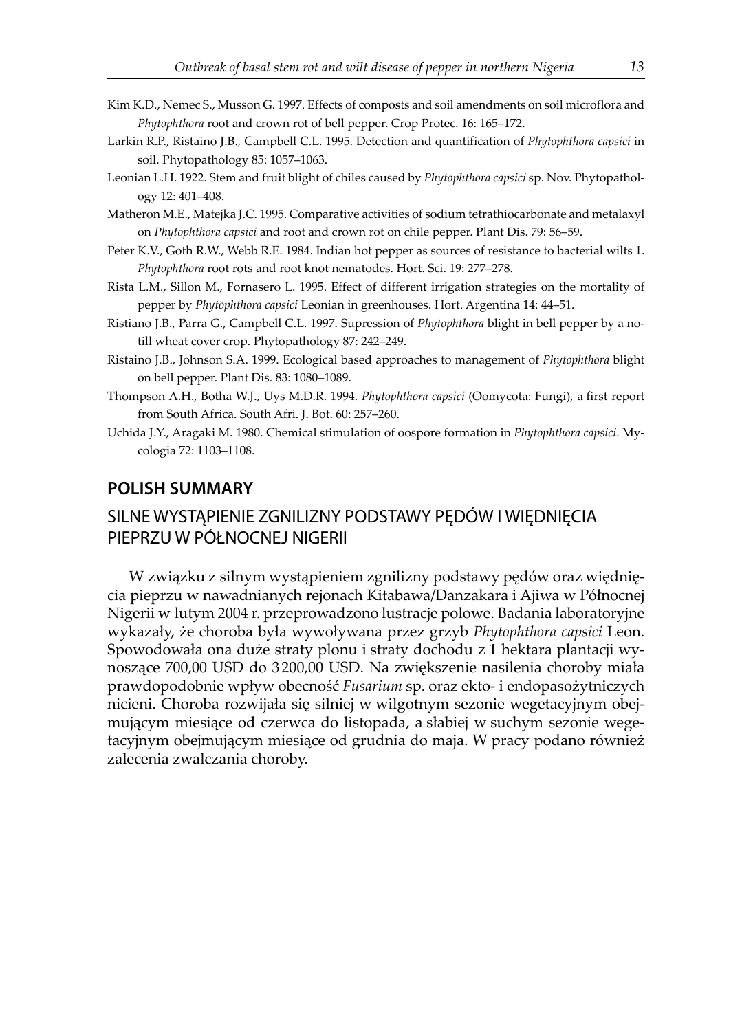Kim K.D., Nemec S., Musson G. 1997. Effects of composts and soil amendments on soil microflora and *Phytophthora* root and crown rot of bell pepper. Crop Protec. 16: 165–172.

Larkin R.P., Ristaino J.B., Campbell C.L. 1995. Detection and quantification of *Phytophthora capsici* in soil. Phytopathology 85: 1057–1063.

Leonian L.H. 1922. Stem and fruit blight of chiles caused by *Phytophthora capsici* sp. Nov. Phytopathology 12: 401–408.

Matheron M.E., Matejka J.C. 1995. Comparative activities of sodium tetrathiocarbonate and metalaxyl on *Phytophthora capsici* and root and crown rot on chile pepper. Plant Dis. 79: 56–59.

Peter K.V., Goth R.W., Webb R.E. 1984. Indian hot pepper as sources of resistance to bacterial wilts 1. *Phytophthora* root rots and root knot nematodes. Hort. Sci. 19: 277–278.

Rista L.M., Sillon M., Fornasero L. 1995. Effect of different irrigation strategies on the mortality of pepper by *Phytophthora capsici* Leonian in greenhouses. Hort. Argentina 14: 44–51.

Ristiano J.B., Parra G., Campbell C.L. 1997. Supression of *Phytophthora* blight in bell pepper by a no-till wheat cover crop. Phytopathology 87: 242–249.

Ristaino J.B., Johnson S.A. 1999. Ecological based approaches to management of *Phytophthora* blight on bell pepper. Plant Dis. 83: 1080–1089.

Thompson A.H., Botha W.J., Uys M.D.R. 1994. *Phytophthora capsici* (Oomycota: Fungi), a first report from South Africa. South Afri. J. Bot. 60: 257–260.

Uchida J.Y., Aragaki M. 1980. Chemical stimulation of oospore formation in *Phytophthora capsici*. Mycologia 72: 1103–1108.

## POLISH SUMMARY

### SILNE WYSTĄPIENIE ZGNILIZNY PODSTAWY PĘDÓW I WIĘDNIĘCIA PIEPRZU W PÓŁNOCNEJ NIGERII

W związku z silnym wystąpieniem zgnilizny podstawy pędów oraz więdnięcia pieprzu w nawadnianych rejonach Kitabawa/Danzakara i Ajiwa w Północnej Nigerii w lutym 2004 r. przeprowadzono lustracje polowe. Badania laboratoryjne wykazały, że choroba była wywoływana przez grzyb *Phytophthora capsici* Leon. Spowodowała ona duże straty plonu i straty dochodu z 1 hektara plantacji wynoszące 700,00 USD do 3200,00 USD. Na zwiększenie nasilenia choroby miała prawdopodobnie wpływ obecność *Fusarium* sp. oraz ekto- i endopasożytniczych nicieni. Choroba rozwijała się silniej w wilgotnym sezonie wegetacyjnym obejmującym miesiące od czerwca do listopada, a słabiej w suchym sezonie wegetacyjnym obejmującym miesiące od grudnia do maja. W pracy podano również zalecenia zwalczania choroby.